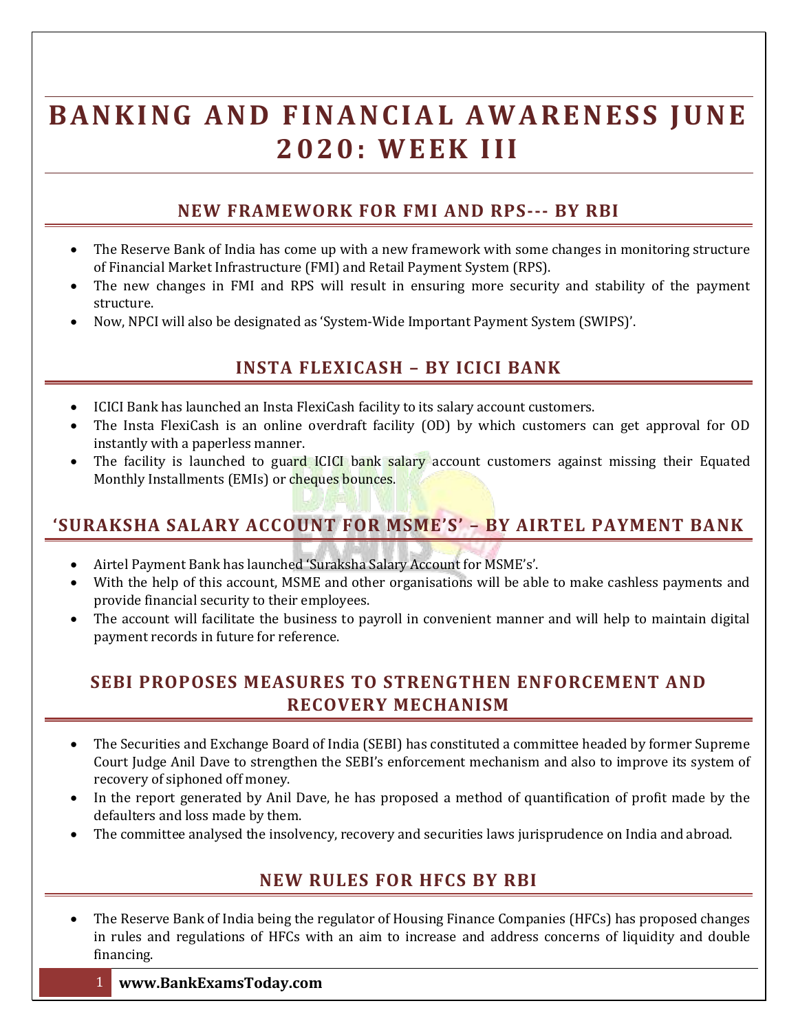# BANKING AND FINANCIAL AWARENESS JUNE 2020: WEEK III

## NEW FRAMEWORK FOR FMI AND RPS--- BY RBI

- The Reserve Bank of India has come up with a new framework with some changes in monitoring structure of Financial Market Infrastructure (FMI) and Retail Payment System (RPS).
- The new changes in FMI and RPS will result in ensuring more security and stability of the payment structure.
- Now, NPCI will also be designated as 'System-Wide Important Payment System (SWIPS)'.

## INSTA FLEXICASH – BY ICICI BANK

- ICICI Bank has launched an Insta FlexiCash facility to its salary account customers.
- The Insta FlexiCash is an online overdraft facility (OD) by which customers can get approval for OD instantly with a paperless manner.
- The facility is launched to guard ICICI bank salary account customers against missing their Equated Monthly Installments (EMIs) or cheques bounces.

## 'SURAKSHA SALARY ACCOUNT FOR MSME'S' – BY AIRTEL PAYMENT BANK

- Airtel Payment Bank has launched 'Suraksha Salary Account for MSME's'.
- With the help of this account, MSME and other organisations will be able to make cashless payments and provide financial security to their employees.
- The account will facilitate the business to payroll in convenient manner and will help to maintain digital payment records in future for reference.

## SEBI PROPOSES MEASURES TO STRENGTHEN ENFORCEMENT AND RECOVERY MECHANISM

- The Securities and Exchange Board of India (SEBI) has constituted a committee headed by former Supreme Court Judge Anil Dave to strengthen the SEBI's enforcement mechanism and also to improve its system of recovery of siphoned off money.
- In the report generated by Anil Dave, he has proposed a method of quantification of profit made by the defaulters and loss made by them.
- The committee analysed the insolvency, recovery and securities laws jurisprudence on India and abroad.

## NEW RULES FOR HFCS BY RBI

- The Reserve Bank of India being the regulator of Housing Finance Companies (HFCs) has proposed changes in rules and regulations of HFCs with an aim to increase and address concerns of liquidity and double financing.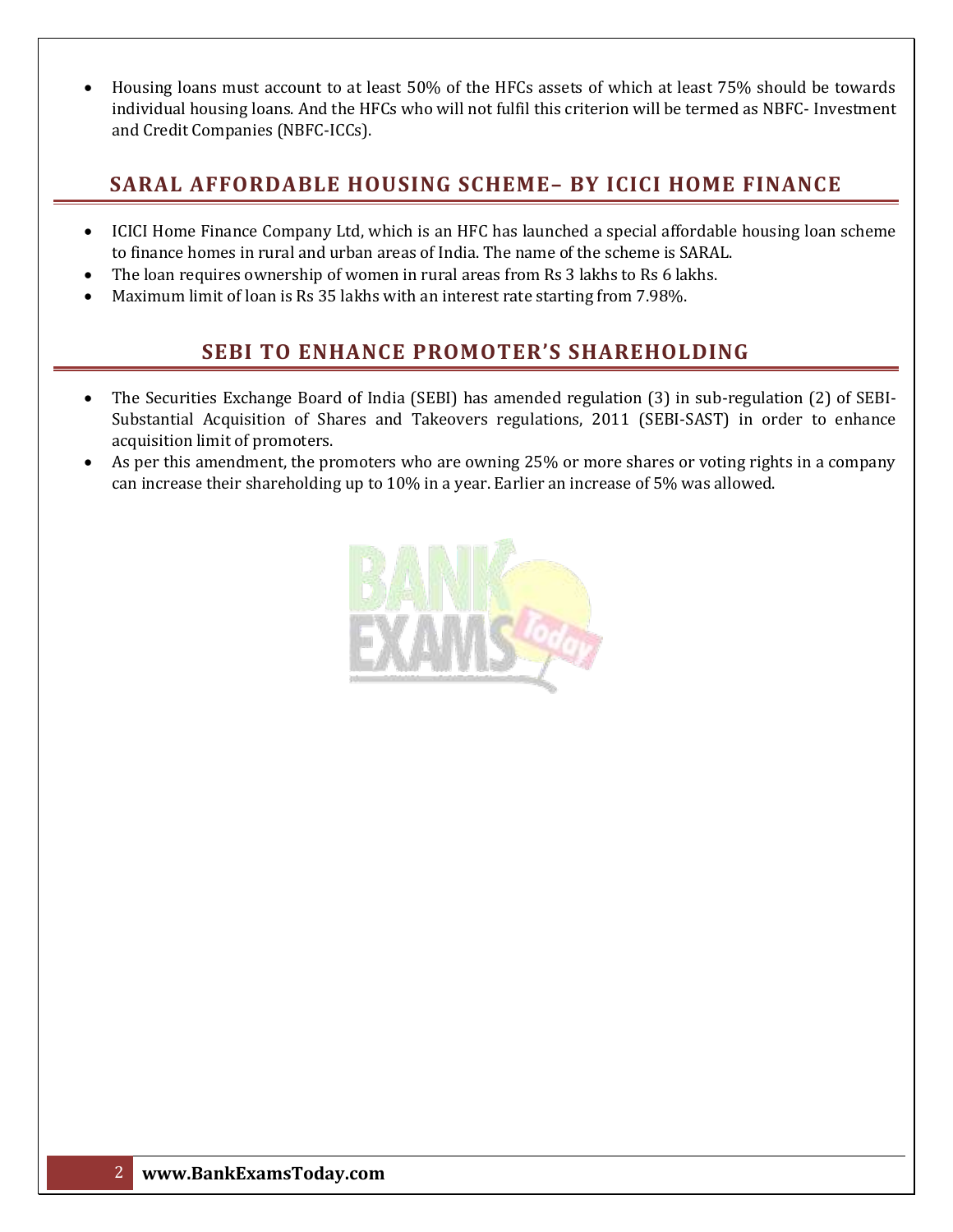- Housing loans must account to at least 50% of the HFCs assets of which at least 75% should be towards individual housing loans. And the HFCs who will not fulfil this criterion will be termed as NBFC- Investment and Credit Companies (NBFC-ICCs).

## SARAL AFFORDABLE HOUSING SCHEME– BY ICICI HOME FINANCE

- ICICI Home Finance Company Ltd, which is an HFC has launched a special affordable housing loan scheme to finance homes in rural and urban areas of India. The name of the scheme is SARAL.
- The loan requires ownership of women in rural areas from Rs 3 lakhs to Rs 6 lakhs.
- Maximum limit of loan is Rs 35 lakhs with an interest rate starting from 7.98%.

## SEBI TO ENHANCE PROMOTER'S SHAREHOLDING

- The Securities Exchange Board of India (SEBI) has amended regulation (3) in sub-regulation (2) of SEBI-Substantial Acquisition of Shares and Takeovers regulations, 2011 (SEBI-SAST) in order to enhance acquisition limit of promoters.
- As per this amendment, the promoters who are owning 25% or more shares or voting rights in a company can increase their shareholding up to 10% in a year. Earlier an increase of 5% was allowed.